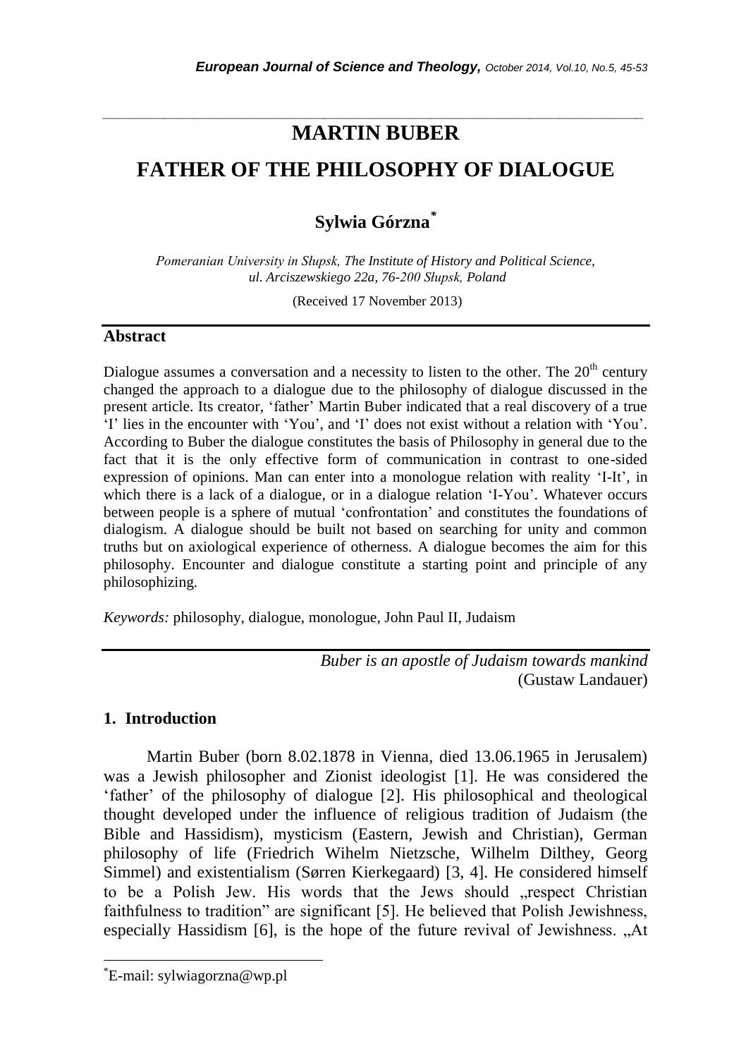# MARTIN BUBER

# FATHER OF THE PHILOSOPHY OF DIALOGUE

**Sylwia Górzna***

*Pomeranian University in Słupsk, The Institute of History and Political Science, ul. Arciszewskiego 22a, 76-200 Słupsk, Poland*

(Received 17 November 2013)

## Abstract

Dialogue assumes a conversation and a necessity to listen to the other. The 20th century changed the approach to a dialogue due to the philosophy of dialogue discussed in the present article. Its creator, 'father' Martin Buber indicated that a real discovery of a true 'I' lies in the encounter with 'You', and 'I' does not exist without a relation with 'You'. According to Buber the dialogue constitutes the basis of Philosophy in general due to the fact that it is the only effective form of communication in contrast to one-sided expression of opinions. Man can enter into a monologue relation with reality 'I-It', in which there is a lack of a dialogue, or in a dialogue relation 'I-You'. Whatever occurs between people is a sphere of mutual 'confrontation' and constitutes the foundations of dialogism. A dialogue should be built not based on searching for unity and common truths but on axiological experience of otherness. A dialogue becomes the aim for this philosophy. Encounter and dialogue constitute a starting point and principle of any philosophizing.

*Keywords:* philosophy, dialogue, monologue, John Paul II, Judaism

*Buber is an apostle of Judaism towards mankind*
(Gustaw Landauer)

## 1. Introduction

Martin Buber (born 8.02.1878 in Vienna, died 13.06.1965 in Jerusalem) was a Jewish philosopher and Zionist ideologist [1]. He was considered the 'father' of the philosophy of dialogue [2]. His philosophical and theological thought developed under the influence of religious tradition of Judaism (the Bible and Hassidism), mysticism (Eastern, Jewish and Christian), German philosophy of life (Friedrich Wihelm Nietzsche, Wilhelm Dilthey, Georg Simmel) and existentialism (Sørren Kierkegaard) [3, 4]. He considered himself to be a Polish Jew. His words that the Jews should „respect Christian faithfulness to tradition" are significant [5]. He believed that Polish Jewishness, especially Hassidism [6], is the hope of the future revival of Jewishness. „At

*E-mail: sylwiagorzna@wp.pl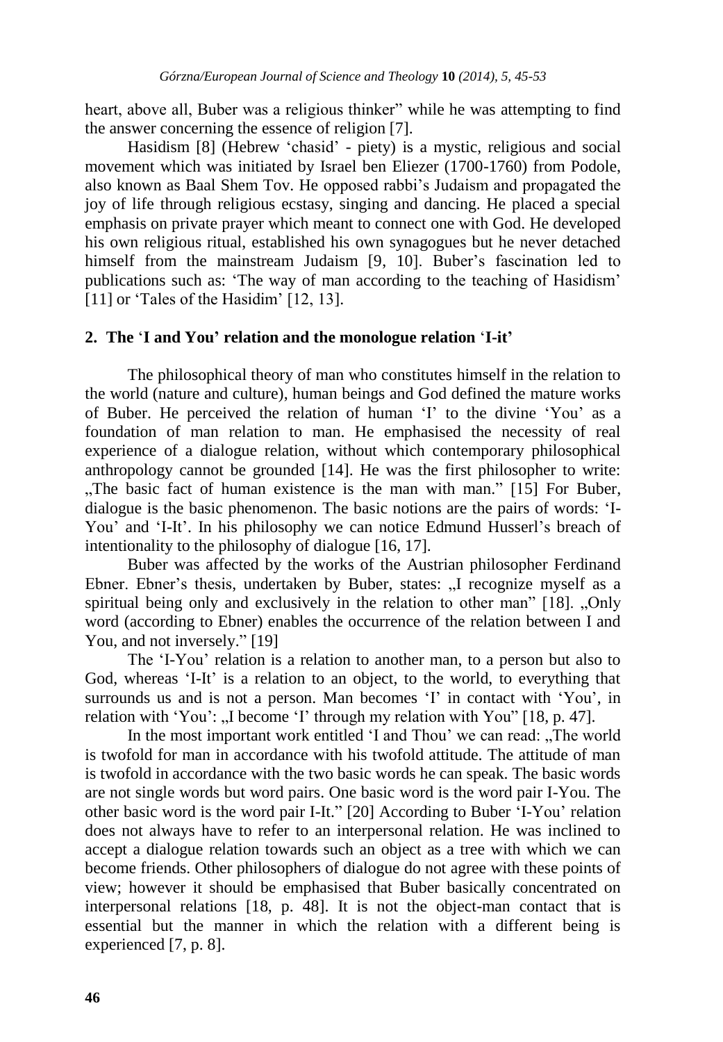heart, above all, Buber was a religious thinker" while he was attempting to find the answer concerning the essence of religion [7].

Hasidism [8] (Hebrew 'chasid' - piety) is a mystic, religious and social movement which was initiated by Israel ben Eliezer (1700-1760) from Podole, also known as Baal Shem Tov. He opposed rabbi's Judaism and propagated the joy of life through religious ecstasy, singing and dancing. He placed a special emphasis on private prayer which meant to connect one with God. He developed his own religious ritual, established his own synagogues but he never detached himself from the mainstream Judaism [9, 10]. Buber's fascination led to publications such as: 'The way of man according to the teaching of Hasidism' [11] or 'Tales of the Hasidim' [12, 13].

## 2. The 'I and You' relation and the monologue relation 'I-it'

The philosophical theory of man who constitutes himself in the relation to the world (nature and culture), human beings and God defined the mature works of Buber. He perceived the relation of human 'I' to the divine 'You' as a foundation of man relation to man. He emphasised the necessity of real experience of a dialogue relation, without which contemporary philosophical anthropology cannot be grounded [14]. He was the first philosopher to write: „The basic fact of human existence is the man with man." [15] For Buber, dialogue is the basic phenomenon. The basic notions are the pairs of words: 'I-You' and 'I-It'. In his philosophy we can notice Edmund Husserl's breach of intentionality to the philosophy of dialogue [16, 17].

Buber was affected by the works of the Austrian philosopher Ferdinand Ebner. Ebner's thesis, undertaken by Buber, states: „I recognize myself as a spiritual being only and exclusively in the relation to other man" [18]. „Only word (according to Ebner) enables the occurrence of the relation between I and You, and not inversely." [19]

The 'I-You' relation is a relation to another man, to a person but also to God, whereas 'I-It' is a relation to an object, to the world, to everything that surrounds us and is not a person. Man becomes 'I' in contact with 'You', in relation with 'You': „I become 'I' through my relation with You" [18, p. 47].

In the most important work entitled 'I and Thou' we can read: „The world is twofold for man in accordance with his twofold attitude. The attitude of man is twofold in accordance with the two basic words he can speak. The basic words are not single words but word pairs. One basic word is the word pair I-You. The other basic word is the word pair I-It." [20] According to Buber 'I-You' relation does not always have to refer to an interpersonal relation. He was inclined to accept a dialogue relation towards such an object as a tree with which we can become friends. Other philosophers of dialogue do not agree with these points of view; however it should be emphasised that Buber basically concentrated on interpersonal relations [18, p. 48]. It is not the object-man contact that is essential but the manner in which the relation with a different being is experienced [7, p. 8].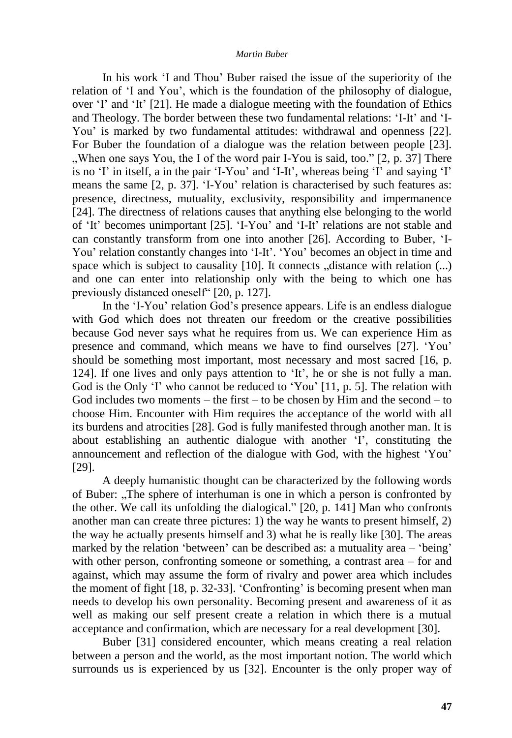In his work 'I and Thou' Buber raised the issue of the superiority of the relation of 'I and You', which is the foundation of the philosophy of dialogue, over 'I' and 'It' [21]. He made a dialogue meeting with the foundation of Ethics and Theology. The border between these two fundamental relations: 'I-It' and 'I-You' is marked by two fundamental attitudes: withdrawal and openness [22]. For Buber the foundation of a dialogue was the relation between people [23]. „When one says You, the I of the word pair I-You is said, too." [2, p. 37] There is no 'I' in itself, a in the pair 'I-You' and 'I-It', whereas being 'I' and saying 'I' means the same [2, p. 37]. 'I-You' relation is characterised by such features as: presence, directness, mutuality, exclusivity, responsibility and impermanence [24]. The directness of relations causes that anything else belonging to the world of 'It' becomes unimportant [25]. 'I-You' and 'I-It' relations are not stable and can constantly transform from one into another [26]. According to Buber, 'I-You' relation constantly changes into 'I-It'. 'You' becomes an object in time and space which is subject to causality [10]. It connects „distance with relation (...) and one can enter into relationship only with the being to which one has previously distanced oneself" [20, p. 127].

In the 'I-You' relation God's presence appears. Life is an endless dialogue with God which does not threaten our freedom or the creative possibilities because God never says what he requires from us. We can experience Him as presence and command, which means we have to find ourselves [27]. 'You' should be something most important, most necessary and most sacred [16, p. 124]. If one lives and only pays attention to 'It', he or she is not fully a man. God is the Only 'I' who cannot be reduced to 'You' [11, p. 5]. The relation with God includes two moments – the first – to be chosen by Him and the second – to choose Him. Encounter with Him requires the acceptance of the world with all its burdens and atrocities [28]. God is fully manifested through another man. It is about establishing an authentic dialogue with another 'I', constituting the announcement and reflection of the dialogue with God, with the highest 'You' [29].

A deeply humanistic thought can be characterized by the following words of Buber: „The sphere of interhuman is one in which a person is confronted by the other. We call its unfolding the dialogical." [20, p. 141] Man who confronts another man can create three pictures: 1) the way he wants to present himself, 2) the way he actually presents himself and 3) what he is really like [30]. The areas marked by the relation 'between' can be described as: a mutuality area – 'being' with other person, confronting someone or something, a contrast area – for and against, which may assume the form of rivalry and power area which includes the moment of fight [18, p. 32-33]. 'Confronting' is becoming present when man needs to develop his own personality. Becoming present and awareness of it as well as making our self present create a relation in which there is a mutual acceptance and confirmation, which are necessary for a real development [30].

Buber [31] considered encounter, which means creating a real relation between a person and the world, as the most important notion. The world which surrounds us is experienced by us [32]. Encounter is the only proper way of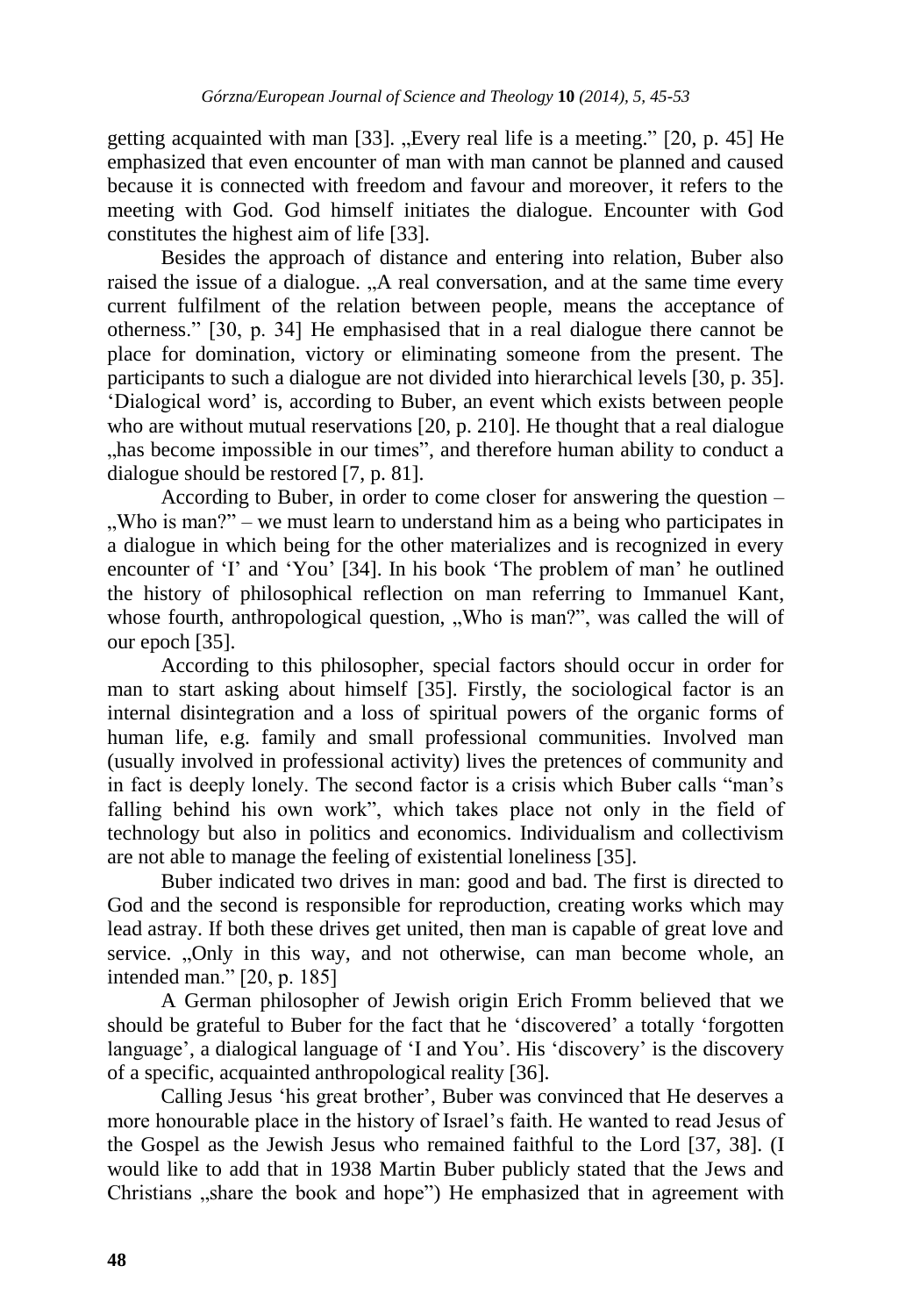getting acquainted with man [33]. „Every real life is a meeting." [20, p. 45] He emphasized that even encounter of man with man cannot be planned and caused because it is connected with freedom and favour and moreover, it refers to the meeting with God. God himself initiates the dialogue. Encounter with God constitutes the highest aim of life [33].

Besides the approach of distance and entering into relation, Buber also raised the issue of a dialogue. „A real conversation, and at the same time every current fulfilment of the relation between people, means the acceptance of otherness." [30, p. 34] He emphasised that in a real dialogue there cannot be place for domination, victory or eliminating someone from the present. The participants to such a dialogue are not divided into hierarchical levels [30, p. 35]. 'Dialogical word' is, according to Buber, an event which exists between people who are without mutual reservations [20, p. 210]. He thought that a real dialogue „has become impossible in our times", and therefore human ability to conduct a dialogue should be restored [7, p. 81].

According to Buber, in order to come closer for answering the question – „Who is man?" – we must learn to understand him as a being who participates in a dialogue in which being for the other materializes and is recognized in every encounter of 'I' and 'You' [34]. In his book 'The problem of man' he outlined the history of philosophical reflection on man referring to Immanuel Kant, whose fourth, anthropological question, „Who is man?", was called the will of our epoch [35].

According to this philosopher, special factors should occur in order for man to start asking about himself [35]. Firstly, the sociological factor is an internal disintegration and a loss of spiritual powers of the organic forms of human life, e.g. family and small professional communities. Involved man (usually involved in professional activity) lives the pretences of community and in fact is deeply lonely. The second factor is a crisis which Buber calls "man's falling behind his own work", which takes place not only in the field of technology but also in politics and economics. Individualism and collectivism are not able to manage the feeling of existential loneliness [35].

Buber indicated two drives in man: good and bad. The first is directed to God and the second is responsible for reproduction, creating works which may lead astray. If both these drives get united, then man is capable of great love and service. „Only in this way, and not otherwise, can man become whole, an intended man." [20, p. 185]

A German philosopher of Jewish origin Erich Fromm believed that we should be grateful to Buber for the fact that he 'discovered' a totally 'forgotten language', a dialogical language of 'I and You'. His 'discovery' is the discovery of a specific, acquainted anthropological reality [36].

Calling Jesus 'his great brother', Buber was convinced that He deserves a more honourable place in the history of Israel's faith. He wanted to read Jesus of the Gospel as the Jewish Jesus who remained faithful to the Lord [37, 38]. (I would like to add that in 1938 Martin Buber publicly stated that the Jews and Christians „share the book and hope") He emphasized that in agreement with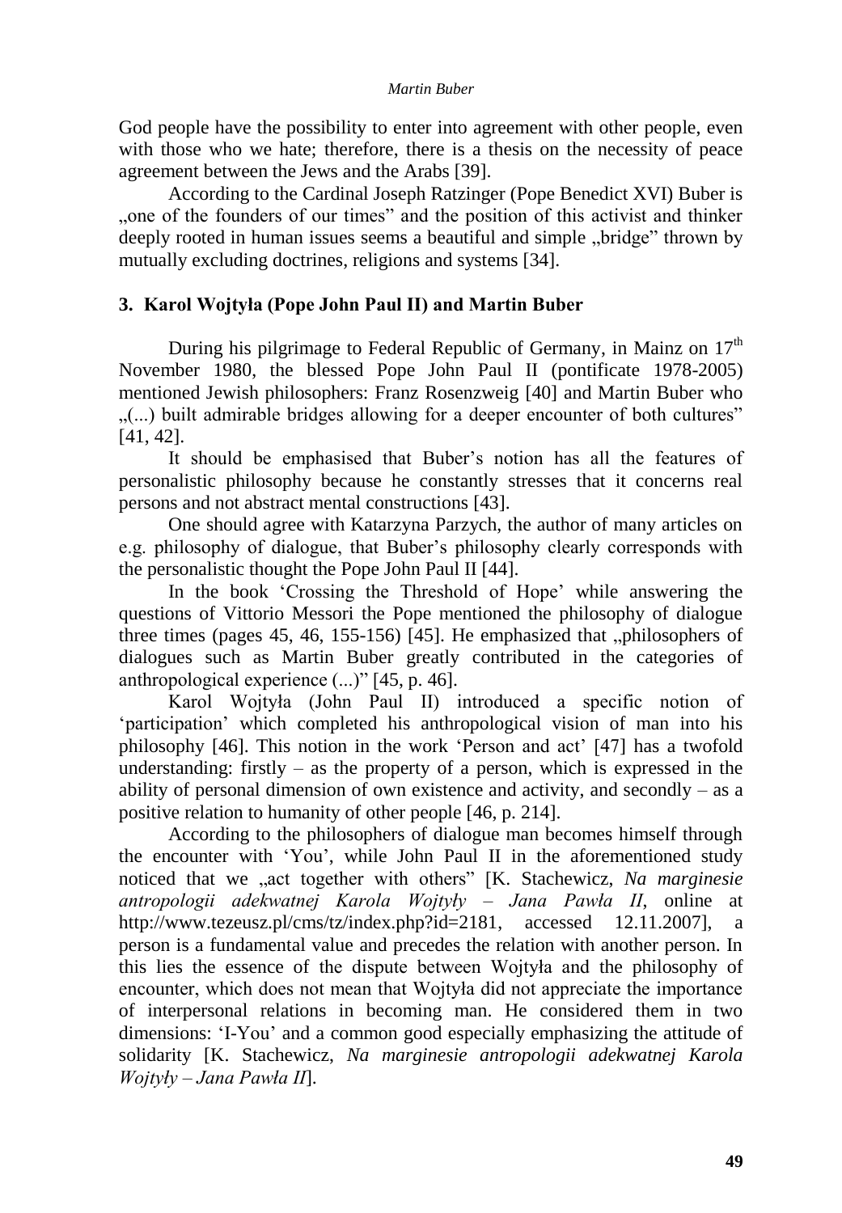God people have the possibility to enter into agreement with other people, even with those who we hate; therefore, there is a thesis on the necessity of peace agreement between the Jews and the Arabs [39].

According to the Cardinal Joseph Ratzinger (Pope Benedict XVI) Buber is „one of the founders of our times" and the position of this activist and thinker deeply rooted in human issues seems a beautiful and simple „bridge" thrown by mutually excluding doctrines, religions and systems [34].

## 3. Karol Wojtyła (Pope John Paul II) and Martin Buber

During his pilgrimage to Federal Republic of Germany, in Mainz on 17th November 1980, the blessed Pope John Paul II (pontificate 1978-2005) mentioned Jewish philosophers: Franz Rosenzweig [40] and Martin Buber who „(...) built admirable bridges allowing for a deeper encounter of both cultures" [41, 42].

It should be emphasised that Buber's notion has all the features of personalistic philosophy because he constantly stresses that it concerns real persons and not abstract mental constructions [43].

One should agree with Katarzyna Parzych, the author of many articles on e.g. philosophy of dialogue, that Buber's philosophy clearly corresponds with the personalistic thought the Pope John Paul II [44].

In the book 'Crossing the Threshold of Hope' while answering the questions of Vittorio Messori the Pope mentioned the philosophy of dialogue three times (pages 45, 46, 155-156) [45]. He emphasized that „philosophers of dialogues such as Martin Buber greatly contributed in the categories of anthropological experience (...)" [45, p. 46].

Karol Wojtyła (John Paul II) introduced a specific notion of 'participation' which completed his anthropological vision of man into his philosophy [46]. This notion in the work 'Person and act' [47] has a twofold understanding: firstly – as the property of a person, which is expressed in the ability of personal dimension of own existence and activity, and secondly – as a positive relation to humanity of other people [46, p. 214].

According to the philosophers of dialogue man becomes himself through the encounter with 'You', while John Paul II in the aforementioned study noticed that we „act together with others" [K. Stachewicz, *Na marginesie antropologii adekwatnej Karola Wojtyły – Jana Pawła II*, online at http://www.tezeusz.pl/cms/tz/index.php?id=2181, accessed 12.11.2007], a person is a fundamental value and precedes the relation with another person. In this lies the essence of the dispute between Wojtyła and the philosophy of encounter, which does not mean that Wojtyła did not appreciate the importance of interpersonal relations in becoming man. He considered them in two dimensions: 'I-You' and a common good especially emphasizing the attitude of solidarity [K. Stachewicz, *Na marginesie antropologii adekwatnej Karola Wojtyły – Jana Pawła II*].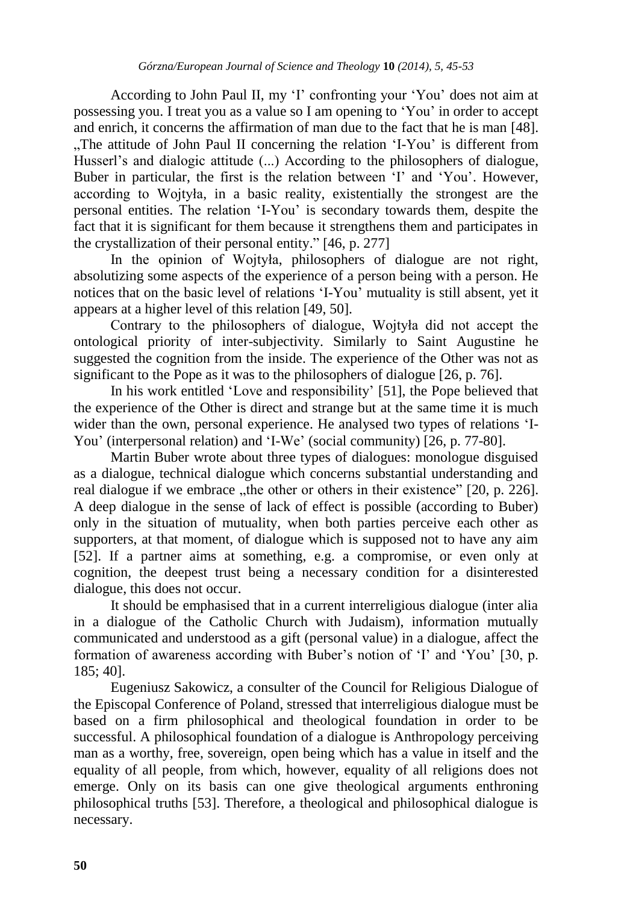According to John Paul II, my 'I' confronting your 'You' does not aim at possessing you. I treat you as a value so I am opening to 'You' in order to accept and enrich, it concerns the affirmation of man due to the fact that he is man [48]. „The attitude of John Paul II concerning the relation 'I-You' is different from Husserl's and dialogic attitude (...) According to the philosophers of dialogue, Buber in particular, the first is the relation between 'I' and 'You'. However, according to Wojtyła, in a basic reality, existentially the strongest are the personal entities. The relation 'I-You' is secondary towards them, despite the fact that it is significant for them because it strengthens them and participates in the crystallization of their personal entity." [46, p. 277]

In the opinion of Wojtyła, philosophers of dialogue are not right, absolutizing some aspects of the experience of a person being with a person. He notices that on the basic level of relations 'I-You' mutuality is still absent, yet it appears at a higher level of this relation [49, 50].

Contrary to the philosophers of dialogue, Wojtyła did not accept the ontological priority of inter-subjectivity. Similarly to Saint Augustine he suggested the cognition from the inside. The experience of the Other was not as significant to the Pope as it was to the philosophers of dialogue [26, p. 76].

In his work entitled 'Love and responsibility' [51], the Pope believed that the experience of the Other is direct and strange but at the same time it is much wider than the own, personal experience. He analysed two types of relations 'I-You' (interpersonal relation) and 'I-We' (social community) [26, p. 77-80].

Martin Buber wrote about three types of dialogues: monologue disguised as a dialogue, technical dialogue which concerns substantial understanding and real dialogue if we embrace „the other or others in their existence" [20, p. 226]. A deep dialogue in the sense of lack of effect is possible (according to Buber) only in the situation of mutuality, when both parties perceive each other as supporters, at that moment, of dialogue which is supposed not to have any aim [52]. If a partner aims at something, e.g. a compromise, or even only at cognition, the deepest trust being a necessary condition for a disinterested dialogue, this does not occur.

It should be emphasised that in a current interreligious dialogue (inter alia in a dialogue of the Catholic Church with Judaism), information mutually communicated and understood as a gift (personal value) in a dialogue, affect the formation of awareness according with Buber's notion of 'I' and 'You' [30, p. 185; 40].

Eugeniusz Sakowicz, a consulter of the Council for Religious Dialogue of the Episcopal Conference of Poland, stressed that interreligious dialogue must be based on a firm philosophical and theological foundation in order to be successful. A philosophical foundation of a dialogue is Anthropology perceiving man as a worthy, free, sovereign, open being which has a value in itself and the equality of all people, from which, however, equality of all religions does not emerge. Only on its basis can one give theological arguments enthroning philosophical truths [53]. Therefore, a theological and philosophical dialogue is necessary.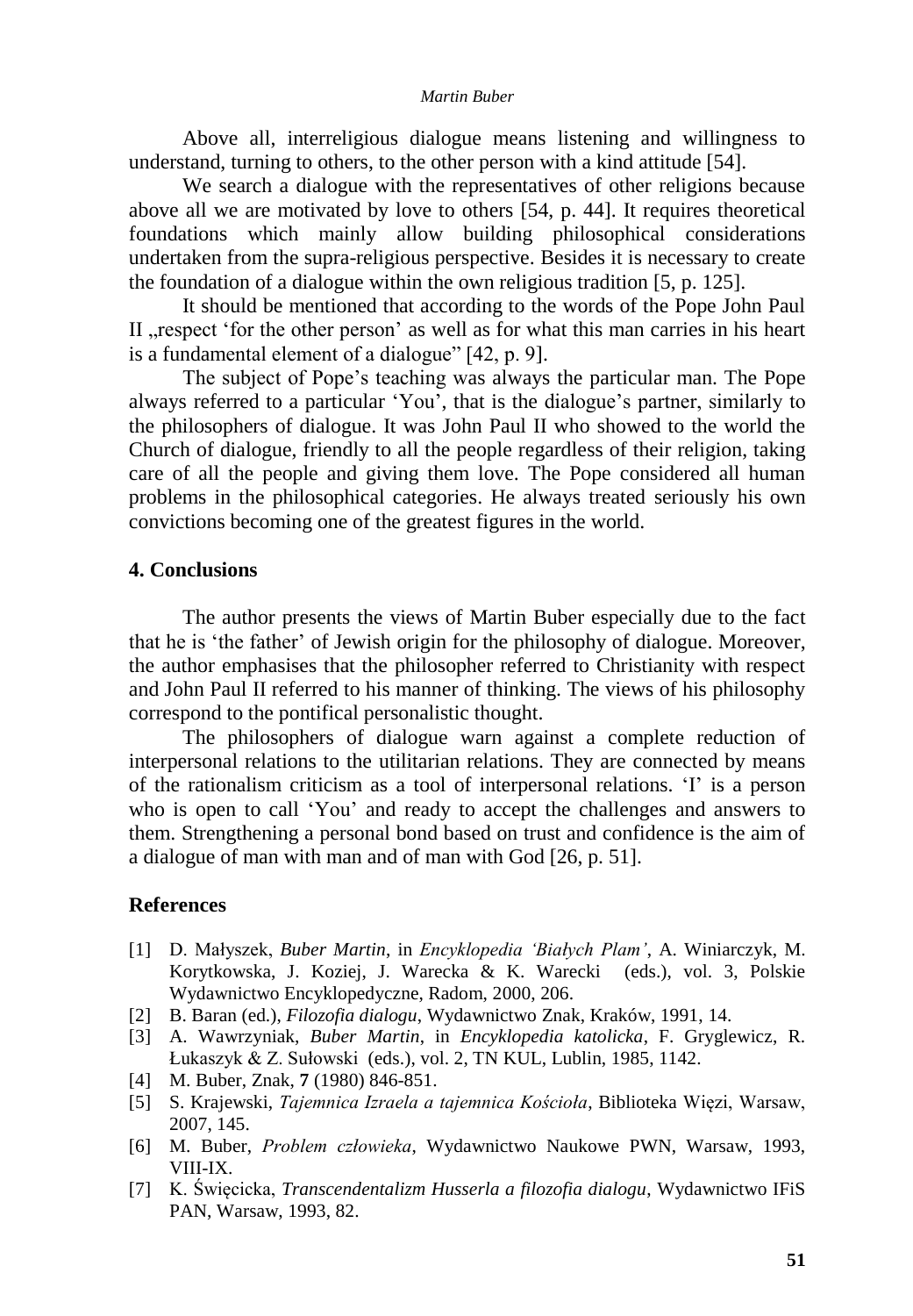Above all, interreligious dialogue means listening and willingness to understand, turning to others, to the other person with a kind attitude [54].

We search a dialogue with the representatives of other religions because above all we are motivated by love to others [54, p. 44]. It requires theoretical foundations which mainly allow building philosophical considerations undertaken from the supra-religious perspective. Besides it is necessary to create the foundation of a dialogue within the own religious tradition [5, p. 125].

It should be mentioned that according to the words of the Pope John Paul II „respect 'for the other person' as well as for what this man carries in his heart is a fundamental element of a dialogue" [42, p. 9].

The subject of Pope's teaching was always the particular man. The Pope always referred to a particular 'You', that is the dialogue's partner, similarly to the philosophers of dialogue. It was John Paul II who showed to the world the Church of dialogue, friendly to all the people regardless of their religion, taking care of all the people and giving them love. The Pope considered all human problems in the philosophical categories. He always treated seriously his own convictions becoming one of the greatest figures in the world.

## 4. Conclusions

The author presents the views of Martin Buber especially due to the fact that he is 'the father' of Jewish origin for the philosophy of dialogue. Moreover, the author emphasises that the philosopher referred to Christianity with respect and John Paul II referred to his manner of thinking. The views of his philosophy correspond to the pontifical personalistic thought.

The philosophers of dialogue warn against a complete reduction of interpersonal relations to the utilitarian relations. They are connected by means of the rationalism criticism as a tool of interpersonal relations. 'I' is a person who is open to call 'You' and ready to accept the challenges and answers to them. Strengthening a personal bond based on trust and confidence is the aim of a dialogue of man with man and of man with God [26, p. 51].

## References

[1] D. Małyszek, *Buber Martin*, in *Encyklopedia 'Białych Plam'*, A. Winiarczyk, M. Korytkowska, J. Koziej, J. Warecka & K. Warecki (eds.), vol. 3, Polskie Wydawnictwo Encyklopedyczne, Radom, 2000, 206.

[2] B. Baran (ed.), *Filozofia dialogu*, Wydawnictwo Znak, Kraków, 1991, 14.

[3] A. Wawrzyniak, *Buber Martin*, in *Encyklopedia katolicka*, F. Gryglewicz, R. Łukaszyk & Z. Sułowski (eds.), vol. 2, TN KUL, Lublin, 1985, 1142.

[4] M. Buber, Znak, **7** (1980) 846-851.

[5] S. Krajewski, *Tajemnica Izraela a tajemnica Kościoła*, Biblioteka Więzi, Warsaw, 2007, 145.

[6] M. Buber, *Problem człowieka*, Wydawnictwo Naukowe PWN, Warsaw, 1993, VIII-IX.

[7] K. Święcicka, *Transcendentalizm Husserla a filozofia dialogu*, Wydawnictwo IFiS PAN, Warsaw, 1993, 82.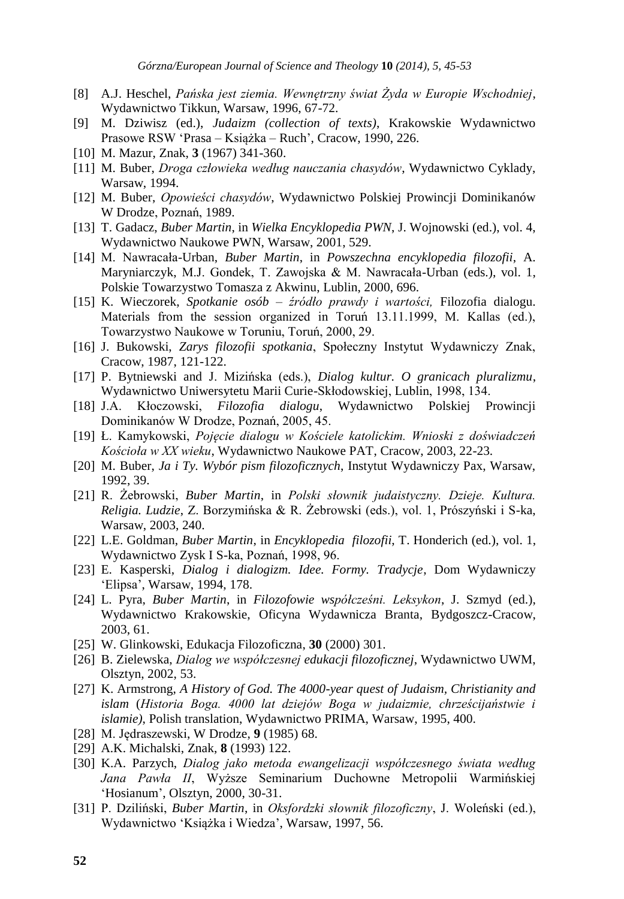[8] A.J. Heschel, *Pańska jest ziemia. Wewnętrzny świat Żyda w Europie Wschodniej*, Wydawnictwo Tikkun, Warsaw, 1996, 67-72.

[9] M. Dziwisz (ed.), *Judaizm (collection of texts)*, Krakowskie Wydawnictwo Prasowe RSW 'Prasa – Książka – Ruch', Cracow, 1990, 226.

[10] M. Mazur, Znak, **3** (1967) 341-360.

[11] M. Buber, *Droga człowieka według nauczania chasydów*, Wydawnictwo Cyklady, Warsaw, 1994.

[12] M. Buber, *Opowieści chasydów*, Wydawnictwo Polskiej Prowincji Dominikanów W Drodze, Poznań, 1989.

[13] T. Gadacz, *Buber Martin*, in *Wielka Encyklopedia PWN*, J. Wojnowski (ed.), vol. 4, Wydawnictwo Naukowe PWN, Warsaw, 2001, 529.

[14] M. Nawracała-Urban, *Buber Martin*, in *Powszechna encyklopedia filozofii*, A. Maryniarczyk, M.J. Gondek, T. Zawojska & M. Nawracała-Urban (eds.), vol. 1, Polskie Towarzystwo Tomasza z Akwinu, Lublin, 2000, 696.

[15] K. Wieczorek, *Spotkanie osób – źródło prawdy i wartości,* Filozofia dialogu. Materials from the session organized in Toruń 13.11.1999, M. Kallas (ed.), Towarzystwo Naukowe w Toruniu, Toruń, 2000, 29.

[16] J. Bukowski, *Zarys filozofii spotkania*, Społeczny Instytut Wydawniczy Znak, Cracow, 1987, 121-122.

[17] P. Bytniewski and J. Mizińska (eds.), *Dialog kultur. O granicach pluralizmu*, Wydawnictwo Uniwersytetu Marii Curie-Skłodowskiej, Lublin, 1998, 134.

[18] J.A. Kłoczowski, *Filozofia dialogu*, Wydawnictwo Polskiej Prowincji Dominikanów W Drodze, Poznań, 2005, 45.

[19] Ł. Kamykowski, *Pojęcie dialogu w Kościele katolickim. Wnioski z doświadczeń Kościoła w XX wieku*, Wydawnictwo Naukowe PAT, Cracow, 2003, 22-23.

[20] M. Buber, *Ja i Ty. Wybór pism filozoficznych*, Instytut Wydawniczy Pax, Warsaw, 1992, 39.

[21] R. Żebrowski, *Buber Martin*, in *Polski słownik judaistyczny. Dzieje. Kultura. Religia. Ludzie*, Z. Borzymińska & R. Żebrowski (eds.), vol. 1, Prószyński i S-ka, Warsaw, 2003, 240.

[22] L.E. Goldman, *Buber Martin*, in *Encyklopedia filozofii*, T. Honderich (ed.), vol. 1, Wydawnictwo Zysk I S-ka, Poznań, 1998, 96.

[23] E. Kasperski, *Dialog i dialogizm. Idee. Formy. Tradycje*, Dom Wydawniczy 'Elipsa', Warsaw, 1994, 178.

[24] L. Pyra, *Buber Martin*, in *Filozofowie współcześni. Leksykon*, J. Szmyd (ed.), Wydawnictwo Krakowskie, Oficyna Wydawnicza Branta, Bydgoszcz-Cracow, 2003, 61.

[25] W. Glinkowski, Edukacja Filozoficzna, **30** (2000) 301.

[26] B. Zielewska, *Dialog we współczesnej edukacji filozoficznej*, Wydawnictwo UWM, Olsztyn, 2002, 53.

[27] K. Armstrong, *A History of God. The 4000-year quest of Judaism, Christianity and islam* (*Historia Boga. 4000 lat dziejów Boga w judaizmie, chrześcijaństwie i islamie),* Polish translation, Wydawnictwo PRIMA, Warsaw, 1995, 400.

[28] M. Jędraszewski, W Drodze, **9** (1985) 68.

[29] A.K. Michalski, Znak, **8** (1993) 122.

[30] K.A. Parzych, *Dialog jako metoda ewangelizacji współczesnego świata według Jana Pawła II*, Wyższe Seminarium Duchowne Metropolii Warmińskiej 'Hosianum', Olsztyn, 2000, 30-31.

[31] P. Dziliński, *Buber Martin*, in *Oksfordzki słownik filozoficzny*, J. Woleński (ed.), Wydawnictwo 'Książka i Wiedza', Warsaw, 1997, 56.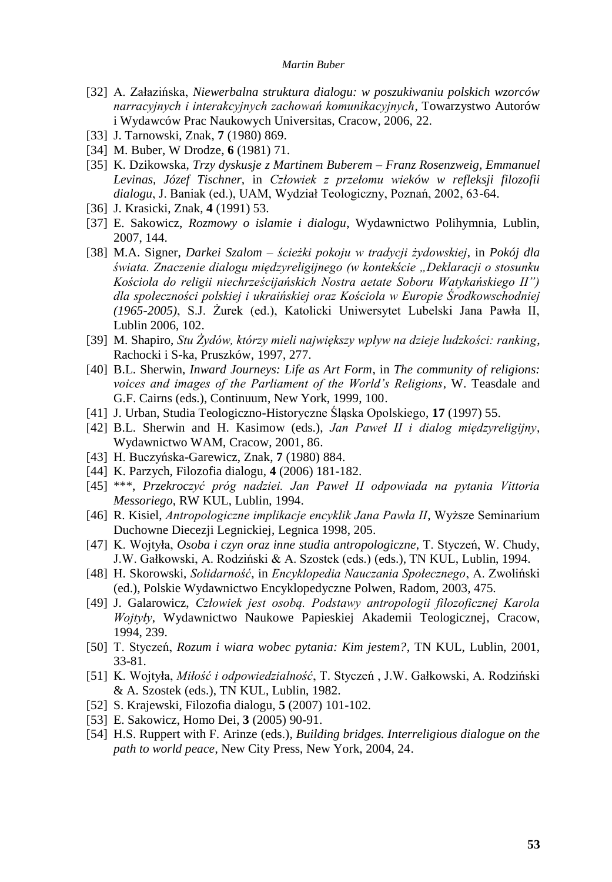[32] A. Załazińska, *Niewerbalna struktura dialogu: w poszukiwaniu polskich wzorców narracyjnych i interakcyjnych zachowań komunikacyjnych*, Towarzystwo Autorów i Wydawców Prac Naukowych Universitas, Cracow, 2006, 22.

[33] J. Tarnowski, Znak, **7** (1980) 869.

[34] M. Buber, W Drodze, **6** (1981) 71.

[35] K. Dzikowska, *Trzy dyskusje z Martinem Buberem – Franz Rosenzweig, Emmanuel Levinas, Józef Tischner*, in *Człowiek z przełomu wieków w refleksji filozofii dialogu*, J. Baniak (ed.), UAM, Wydział Teologiczny, Poznań, 2002, 63-64.

[36] J. Krasicki, Znak, **4** (1991) 53.

[37] E. Sakowicz, *Rozmowy o islamie i dialogu*, Wydawnictwo Polihymnia, Lublin, 2007, 144.

[38] M.A. Signer, *Darkei Szalom – ścieżki pokoju w tradycji żydowskiej*, in *Pokój dla świata. Znaczenie dialogu międzyreligijnego (w kontekście „Deklaracji o stosunku Kościoła do religii niechrześcijańskich Nostra aetate Soboru Watykańskiego II") dla społeczności polskiej i ukraińskiej oraz Kościoła w Europie Środkowschodniej (1965-2005)*, S.J. Żurek (ed.), Katolicki Uniwersytet Lubelski Jana Pawła II, Lublin 2006, 102.

[39] M. Shapiro, *Stu Żydów, którzy mieli największy wpływ na dzieje ludzkości: ranking*, Rachocki i S-ka, Pruszków, 1997, 277.

[40] B.L. Sherwin, *Inward Journeys: Life as Art Form*, in *The community of religions: voices and images of the Parliament of the World's Religions*, W. Teasdale and G.F. Cairns (eds.), Continuum, New York, 1999, 100.

[41] J. Urban, Studia Teologiczno-Historyczne Śląska Opolskiego, **17** (1997) 55.

[42] B.L. Sherwin and H. Kasimow (eds.), *Jan Paweł II i dialog międzyreligijny*, Wydawnictwo WAM, Cracow, 2001, 86.

[43] H. Buczyńska-Garewicz, Znak, **7** (1980) 884.

[44] K. Parzych, Filozofia dialogu, **4** (2006) 181-182.

[45] \*\*\*, *Przekroczyć próg nadziei. Jan Paweł II odpowiada na pytania Vittoria Messoriego*, RW KUL, Lublin, 1994.

[46] R. Kisiel, *Antropologiczne implikacje encyklik Jana Pawła II*, Wyższe Seminarium Duchowne Diecezji Legnickiej, Legnica 1998, 205.

[47] K. Wojtyła, *Osoba i czyn oraz inne studia antropologiczne*, T. Styczeń, W. Chudy, J.W. Gałkowski, A. Rodziński & A. Szostek (eds.) (eds.), TN KUL, Lublin, 1994.

[48] H. Skorowski, *Solidarność*, in *Encyklopedia Nauczania Społecznego*, A. Zwoliński (ed.), Polskie Wydawnictwo Encyklopedyczne Polwen, Radom, 2003, 475.

[49] J. Galarowicz, *Człowiek jest osobą. Podstawy antropologii filozoficznej Karola Wojtyły*, Wydawnictwo Naukowe Papieskiej Akademii Teologicznej, Cracow, 1994, 239.

[50] T. Styczeń, *Rozum i wiara wobec pytania: Kim jestem?*, TN KUL, Lublin, 2001, 33-81.

[51] K. Wojtyła, *Miłość i odpowiedzialność*, T. Styczeń , J.W. Gałkowski, A. Rodziński & A. Szostek (eds.), TN KUL, Lublin, 1982.

[52] S. Krajewski, Filozofia dialogu, **5** (2007) 101-102.

[53] E. Sakowicz, Homo Dei, **3** (2005) 90-91.

[54] H.S. Ruppert with F. Arinze (eds.), *Building bridges. Interreligious dialogue on the path to world peace*, New City Press, New York, 2004, 24.